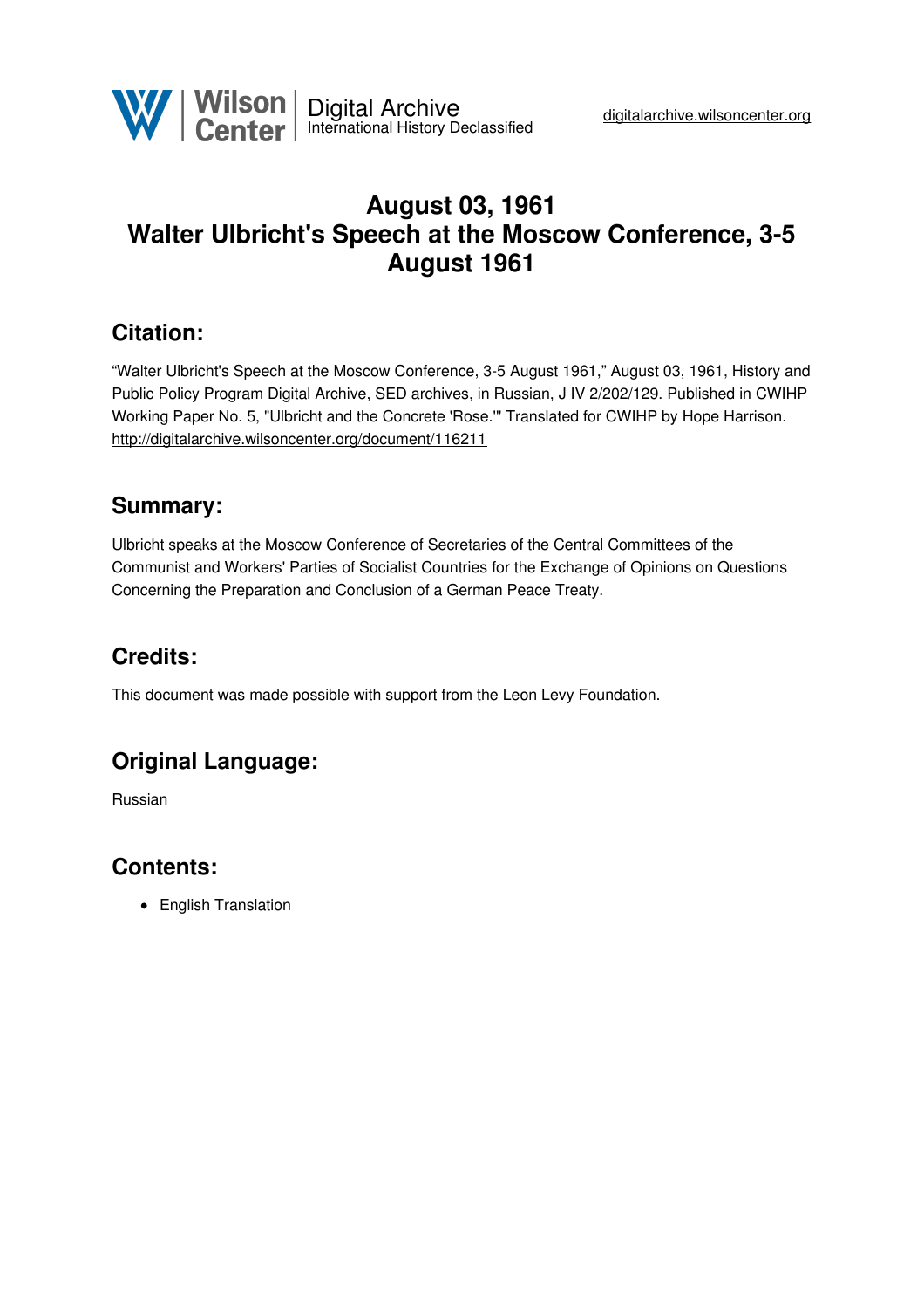# August 03, 1961
# Walter Ulbricht's Speech at the Moscow Conference, 3-5 August 1961

## Citation:

"Walter Ulbricht's Speech at the Moscow Conference, 3-5 August 1961," August 03, 1961, History and Public Policy Program Digital Archive, SED archives, in Russian, J IV 2/202/129. Published in CWIHP Working Paper No. 5, "Ulbricht and the Concrete 'Rose.'" Translated for CWIHP by Hope Harrison.
http://digitalarchive.wilsoncenter.org/document/116211

## Summary:

Ulbricht speaks at the Moscow Conference of Secretaries of the Central Committees of the Communist and Workers' Parties of Socialist Countries for the Exchange of Opinions on Questions Concerning the Preparation and Conclusion of a German Peace Treaty.

## Credits:

This document was made possible with support from the Leon Levy Foundation.

## Original Language:

Russian

## Contents:

- English Translation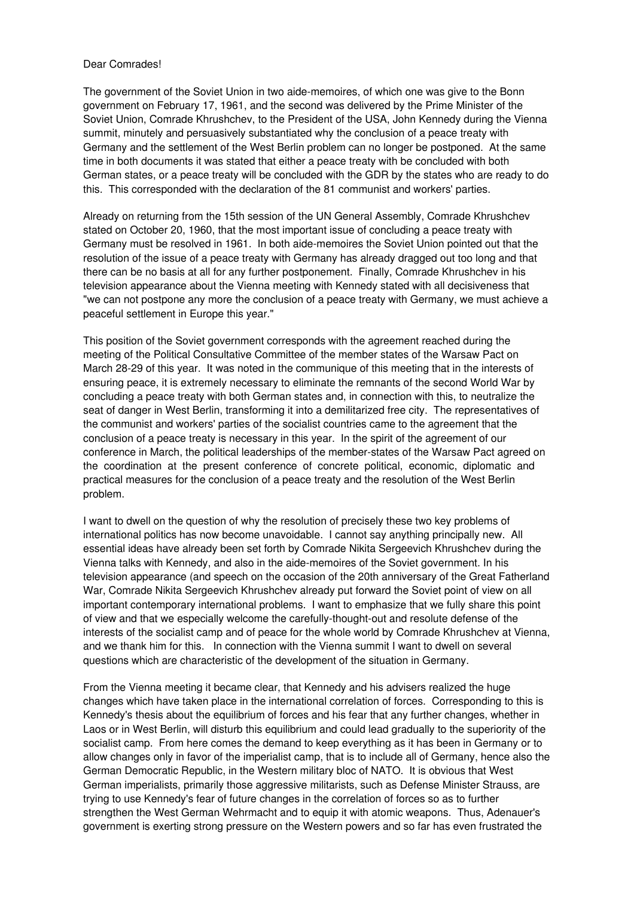Dear Comrades!

The government of the Soviet Union in two aide-memoires, of which one was give to the Bonn government on February 17, 1961, and the second was delivered by the Prime Minister of the Soviet Union, Comrade Khrushchev, to the President of the USA, John Kennedy during the Vienna summit, minutely and persuasively substantiated why the conclusion of a peace treaty with Germany and the settlement of the West Berlin problem can no longer be postponed. At the same time in both documents it was stated that either a peace treaty with be concluded with both German states, or a peace treaty will be concluded with the GDR by the states who are ready to do this. This corresponded with the declaration of the 81 communist and workers' parties.

Already on returning from the 15th session of the UN General Assembly, Comrade Khrushchev stated on October 20, 1960, that the most important issue of concluding a peace treaty with Germany must be resolved in 1961. In both aide-memoires the Soviet Union pointed out that the resolution of the issue of a peace treaty with Germany has already dragged out too long and that there can be no basis at all for any further postponement. Finally, Comrade Khrushchev in his television appearance about the Vienna meeting with Kennedy stated with all decisiveness that "we can not postpone any more the conclusion of a peace treaty with Germany, we must achieve a peaceful settlement in Europe this year."

This position of the Soviet government corresponds with the agreement reached during the meeting of the Political Consultative Committee of the member states of the Warsaw Pact on March 28-29 of this year. It was noted in the communique of this meeting that in the interests of ensuring peace, it is extremely necessary to eliminate the remnants of the second World War by concluding a peace treaty with both German states and, in connection with this, to neutralize the seat of danger in West Berlin, transforming it into a demilitarized free city. The representatives of the communist and workers' parties of the socialist countries came to the agreement that the conclusion of a peace treaty is necessary in this year. In the spirit of the agreement of our conference in March, the political leaderships of the member-states of the Warsaw Pact agreed on the coordination at the present conference of concrete political, economic, diplomatic and practical measures for the conclusion of a peace treaty and the resolution of the West Berlin problem.

I want to dwell on the question of why the resolution of precisely these two key problems of international politics has now become unavoidable. I cannot say anything principally new. All essential ideas have already been set forth by Comrade Nikita Sergeevich Khrushchev during the Vienna talks with Kennedy, and also in the aide-memoires of the Soviet government. In his television appearance (and speech on the occasion of the 20th anniversary of the Great Fatherland War, Comrade Nikita Sergeevich Khrushchev already put forward the Soviet point of view on all important contemporary international problems. I want to emphasize that we fully share this point of view and that we especially welcome the carefully-thought-out and resolute defense of the interests of the socialist camp and of peace for the whole world by Comrade Khrushchev at Vienna, and we thank him for this. In connection with the Vienna summit I want to dwell on several questions which are characteristic of the development of the situation in Germany.

From the Vienna meeting it became clear, that Kennedy and his advisers realized the huge changes which have taken place in the international correlation of forces. Corresponding to this is Kennedy's thesis about the equilibrium of forces and his fear that any further changes, whether in Laos or in West Berlin, will disturb this equilibrium and could lead gradually to the superiority of the socialist camp. From here comes the demand to keep everything as it has been in Germany or to allow changes only in favor of the imperialist camp, that is to include all of Germany, hence also the German Democratic Republic, in the Western military bloc of NATO. It is obvious that West German imperialists, primarily those aggressive militarists, such as Defense Minister Strauss, are trying to use Kennedy's fear of future changes in the correlation of forces so as to further strengthen the West German Wehrmacht and to equip it with atomic weapons. Thus, Adenauer's government is exerting strong pressure on the Western powers and so far has even frustrated the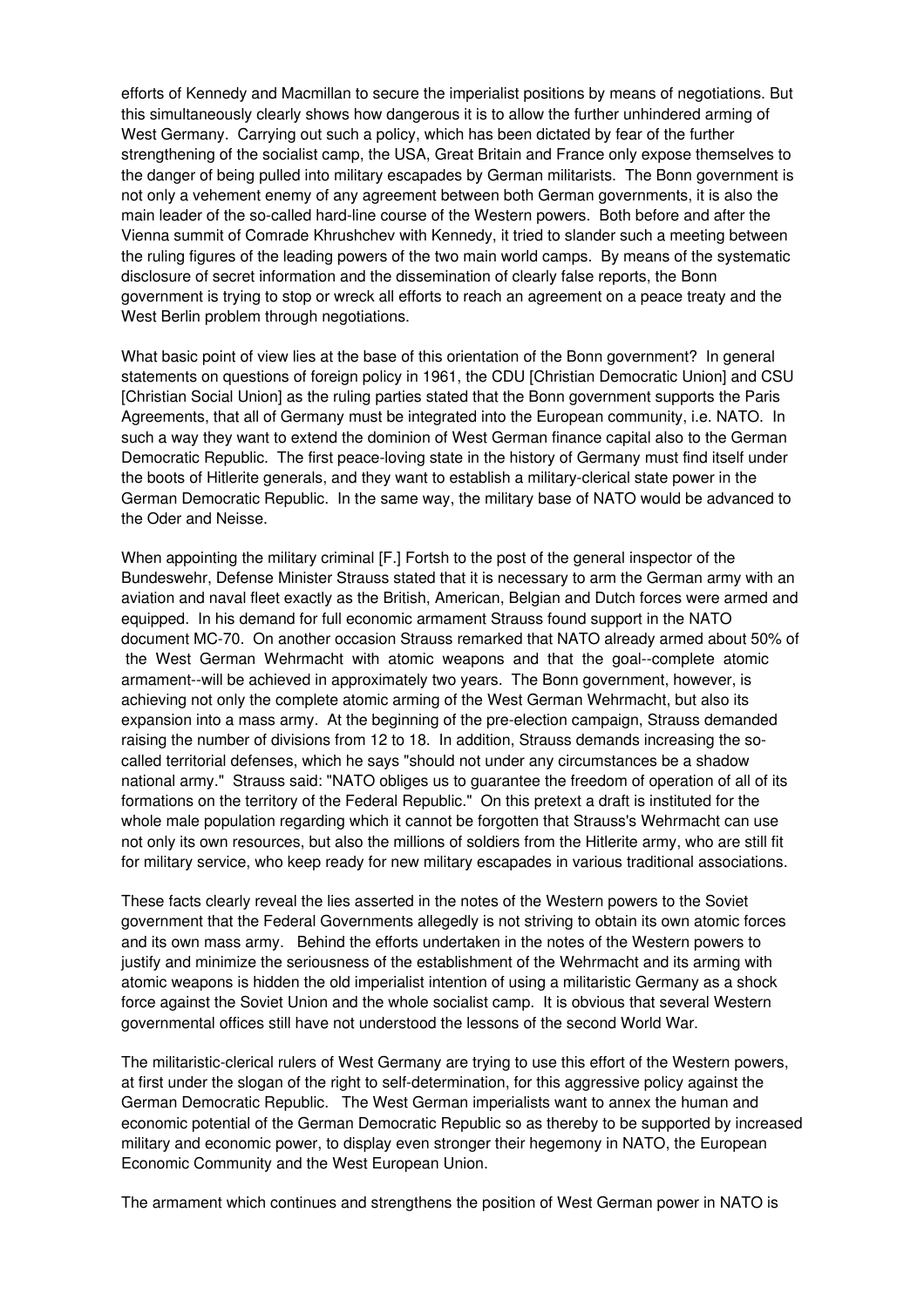efforts of Kennedy and Macmillan to secure the imperialist positions by means of negotiations. But this simultaneously clearly shows how dangerous it is to allow the further unhindered arming of West Germany. Carrying out such a policy, which has been dictated by fear of the further strengthening of the socialist camp, the USA, Great Britain and France only expose themselves to the danger of being pulled into military escapades by German militarists. The Bonn government is not only a vehement enemy of any agreement between both German governments, it is also the main leader of the so-called hard-line course of the Western powers. Both before and after the Vienna summit of Comrade Khrushchev with Kennedy, it tried to slander such a meeting between the ruling figures of the leading powers of the two main world camps. By means of the systematic disclosure of secret information and the dissemination of clearly false reports, the Bonn government is trying to stop or wreck all efforts to reach an agreement on a peace treaty and the West Berlin problem through negotiations.

What basic point of view lies at the base of this orientation of the Bonn government? In general statements on questions of foreign policy in 1961, the CDU [Christian Democratic Union] and CSU [Christian Social Union] as the ruling parties stated that the Bonn government supports the Paris Agreements, that all of Germany must be integrated into the European community, i.e. NATO. In such a way they want to extend the dominion of West German finance capital also to the German Democratic Republic. The first peace-loving state in the history of Germany must find itself under the boots of Hitlerite generals, and they want to establish a military-clerical state power in the German Democratic Republic. In the same way, the military base of NATO would be advanced to the Oder and Neisse.

When appointing the military criminal [F.] Fortsh to the post of the general inspector of the Bundeswehr, Defense Minister Strauss stated that it is necessary to arm the German army with an aviation and naval fleet exactly as the British, American, Belgian and Dutch forces were armed and equipped. In his demand for full economic armament Strauss found support in the NATO document MC-70. On another occasion Strauss remarked that NATO already armed about 50% of the West German Wehrmacht with atomic weapons and that the goal--complete atomic armament--will be achieved in approximately two years. The Bonn government, however, is achieving not only the complete atomic arming of the West German Wehrmacht, but also its expansion into a mass army. At the beginning of the pre-election campaign, Strauss demanded raising the number of divisions from 12 to 18. In addition, Strauss demands increasing the so-called territorial defenses, which he says "should not under any circumstances be a shadow national army." Strauss said: "NATO obliges us to guarantee the freedom of operation of all of its formations on the territory of the Federal Republic." On this pretext a draft is instituted for the whole male population regarding which it cannot be forgotten that Strauss's Wehrmacht can use not only its own resources, but also the millions of soldiers from the Hitlerite army, who are still fit for military service, who keep ready for new military escapades in various traditional associations.

These facts clearly reveal the lies asserted in the notes of the Western powers to the Soviet government that the Federal Governments allegedly is not striving to obtain its own atomic forces and its own mass army. Behind the efforts undertaken in the notes of the Western powers to justify and minimize the seriousness of the establishment of the Wehrmacht and its arming with atomic weapons is hidden the old imperialist intention of using a militaristic Germany as a shock force against the Soviet Union and the whole socialist camp. It is obvious that several Western governmental offices still have not understood the lessons of the second World War.

The militaristic-clerical rulers of West Germany are trying to use this effort of the Western powers, at first under the slogan of the right to self-determination, for this aggressive policy against the German Democratic Republic. The West German imperialists want to annex the human and economic potential of the German Democratic Republic so as thereby to be supported by increased military and economic power, to display even stronger their hegemony in NATO, the European Economic Community and the West European Union.

The armament which continues and strengthens the position of West German power in NATO is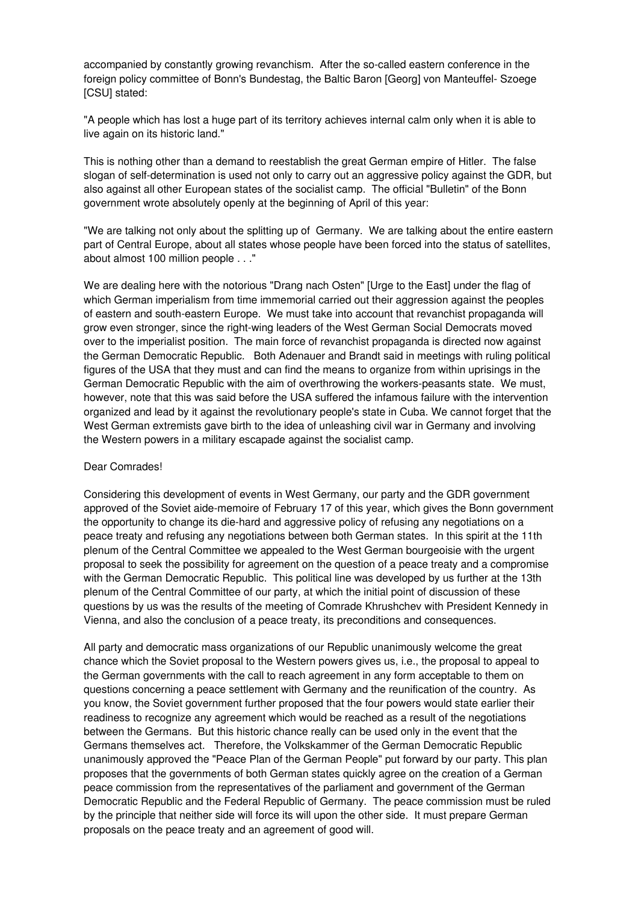accompanied by constantly growing revanchism. After the so-called eastern conference in the foreign policy committee of Bonn's Bundestag, the Baltic Baron [Georg] von Manteuffel- Szoege [CSU] stated:

"A people which has lost a huge part of its territory achieves internal calm only when it is able to live again on its historic land."

This is nothing other than a demand to reestablish the great German empire of Hitler. The false slogan of self-determination is used not only to carry out an aggressive policy against the GDR, but also against all other European states of the socialist camp. The official "Bulletin" of the Bonn government wrote absolutely openly at the beginning of April of this year:

"We are talking not only about the splitting up of Germany. We are talking about the entire eastern part of Central Europe, about all states whose people have been forced into the status of satellites, about almost 100 million people . . ."

We are dealing here with the notorious "Drang nach Osten" [Urge to the East] under the flag of which German imperialism from time immemorial carried out their aggression against the peoples of eastern and south-eastern Europe. We must take into account that revanchist propaganda will grow even stronger, since the right-wing leaders of the West German Social Democrats moved over to the imperialist position. The main force of revanchist propaganda is directed now against the German Democratic Republic. Both Adenauer and Brandt said in meetings with ruling political figures of the USA that they must and can find the means to organize from within uprisings in the German Democratic Republic with the aim of overthrowing the workers-peasants state. We must, however, note that this was said before the USA suffered the infamous failure with the intervention organized and lead by it against the revolutionary people's state in Cuba. We cannot forget that the West German extremists gave birth to the idea of unleashing civil war in Germany and involving the Western powers in a military escapade against the socialist camp.

Dear Comrades!

Considering this development of events in West Germany, our party and the GDR government approved of the Soviet aide-memoire of February 17 of this year, which gives the Bonn government the opportunity to change its die-hard and aggressive policy of refusing any negotiations on a peace treaty and refusing any negotiations between both German states. In this spirit at the 11th plenum of the Central Committee we appealed to the West German bourgeoisie with the urgent proposal to seek the possibility for agreement on the question of a peace treaty and a compromise with the German Democratic Republic. This political line was developed by us further at the 13th plenum of the Central Committee of our party, at which the initial point of discussion of these questions by us was the results of the meeting of Comrade Khrushchev with President Kennedy in Vienna, and also the conclusion of a peace treaty, its preconditions and consequences.

All party and democratic mass organizations of our Republic unanimously welcome the great chance which the Soviet proposal to the Western powers gives us, i.e., the proposal to appeal to the German governments with the call to reach agreement in any form acceptable to them on questions concerning a peace settlement with Germany and the reunification of the country. As you know, the Soviet government further proposed that the four powers would state earlier their readiness to recognize any agreement which would be reached as a result of the negotiations between the Germans. But this historic chance really can be used only in the event that the Germans themselves act. Therefore, the Volkskammer of the German Democratic Republic unanimously approved the "Peace Plan of the German People" put forward by our party. This plan proposes that the governments of both German states quickly agree on the creation of a German peace commission from the representatives of the parliament and government of the German Democratic Republic and the Federal Republic of Germany. The peace commission must be ruled by the principle that neither side will force its will upon the other side. It must prepare German proposals on the peace treaty and an agreement of good will.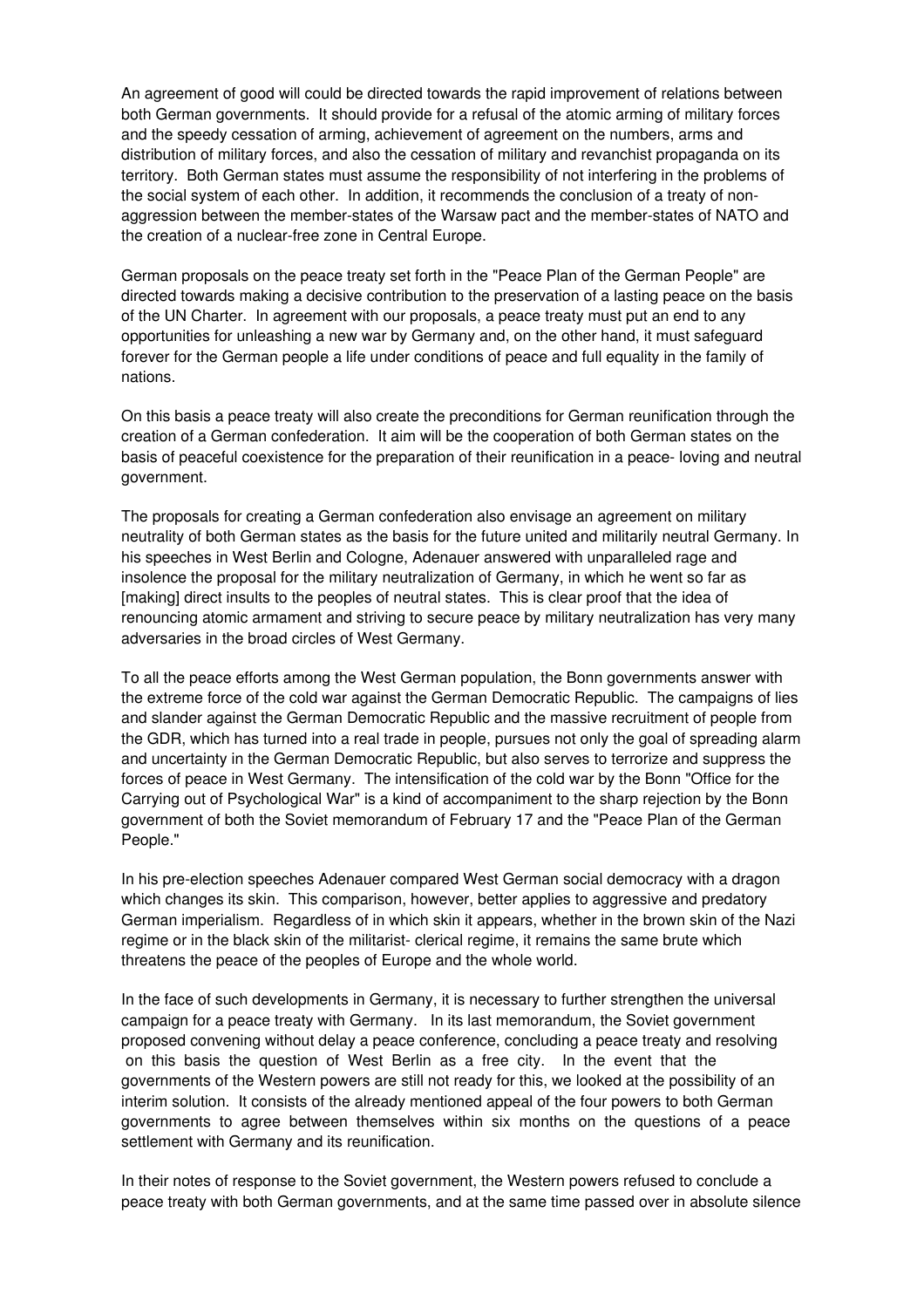An agreement of good will could be directed towards the rapid improvement of relations between both German governments. It should provide for a refusal of the atomic arming of military forces and the speedy cessation of arming, achievement of agreement on the numbers, arms and distribution of military forces, and also the cessation of military and revanchist propaganda on its territory. Both German states must assume the responsibility of not interfering in the problems of the social system of each other. In addition, it recommends the conclusion of a treaty of non-aggression between the member-states of the Warsaw pact and the member-states of NATO and the creation of a nuclear-free zone in Central Europe.

German proposals on the peace treaty set forth in the "Peace Plan of the German People" are directed towards making a decisive contribution to the preservation of a lasting peace on the basis of the UN Charter. In agreement with our proposals, a peace treaty must put an end to any opportunities for unleashing a new war by Germany and, on the other hand, it must safeguard forever for the German people a life under conditions of peace and full equality in the family of nations.

On this basis a peace treaty will also create the preconditions for German reunification through the creation of a German confederation. It aim will be the cooperation of both German states on the basis of peaceful coexistence for the preparation of their reunification in a peace- loving and neutral government.

The proposals for creating a German confederation also envisage an agreement on military neutrality of both German states as the basis for the future united and militarily neutral Germany. In his speeches in West Berlin and Cologne, Adenauer answered with unparalleled rage and insolence the proposal for the military neutralization of Germany, in which he went so far as [making] direct insults to the peoples of neutral states. This is clear proof that the idea of renouncing atomic armament and striving to secure peace by military neutralization has very many adversaries in the broad circles of West Germany.

To all the peace efforts among the West German population, the Bonn governments answer with the extreme force of the cold war against the German Democratic Republic. The campaigns of lies and slander against the German Democratic Republic and the massive recruitment of people from the GDR, which has turned into a real trade in people, pursues not only the goal of spreading alarm and uncertainty in the German Democratic Republic, but also serves to terrorize and suppress the forces of peace in West Germany. The intensification of the cold war by the Bonn "Office for the Carrying out of Psychological War" is a kind of accompaniment to the sharp rejection by the Bonn government of both the Soviet memorandum of February 17 and the "Peace Plan of the German People."

In his pre-election speeches Adenauer compared West German social democracy with a dragon which changes its skin. This comparison, however, better applies to aggressive and predatory German imperialism. Regardless of in which skin it appears, whether in the brown skin of the Nazi regime or in the black skin of the militarist- clerical regime, it remains the same brute which threatens the peace of the peoples of Europe and the whole world.

In the face of such developments in Germany, it is necessary to further strengthen the universal campaign for a peace treaty with Germany. In its last memorandum, the Soviet government proposed convening without delay a peace conference, concluding a peace treaty and resolving on this basis the question of West Berlin as a free city. In the event that the governments of the Western powers are still not ready for this, we looked at the possibility of an interim solution. It consists of the already mentioned appeal of the four powers to both German governments to agree between themselves within six months on the questions of a peace settlement with Germany and its reunification.

In their notes of response to the Soviet government, the Western powers refused to conclude a peace treaty with both German governments, and at the same time passed over in absolute silence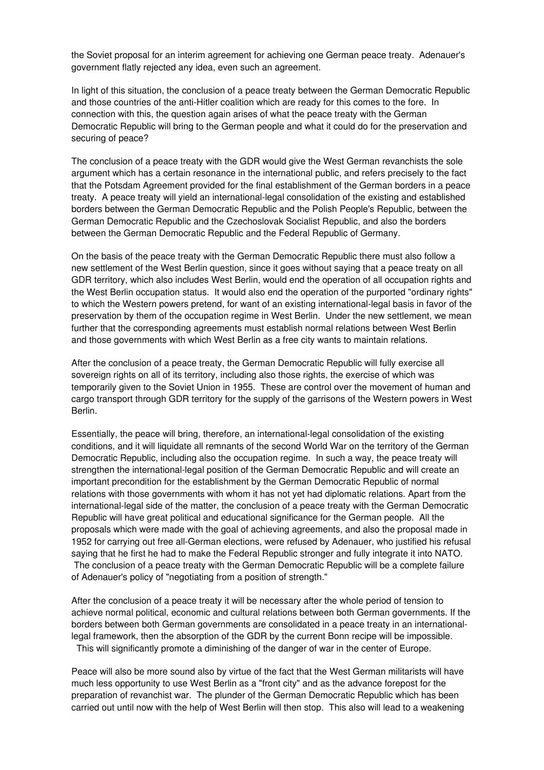the Soviet proposal for an interim agreement for achieving one German peace treaty. Adenauer's government flatly rejected any idea, even such an agreement.

In light of this situation, the conclusion of a peace treaty between the German Democratic Republic and those countries of the anti-Hitler coalition which are ready for this comes to the fore. In connection with this, the question again arises of what the peace treaty with the German Democratic Republic will bring to the German people and what it could do for the preservation and securing of peace?

The conclusion of a peace treaty with the GDR would give the West German revanchists the sole argument which has a certain resonance in the international public, and refers precisely to the fact that the Potsdam Agreement provided for the final establishment of the German borders in a peace treaty. A peace treaty will yield an international-legal consolidation of the existing and established borders between the German Democratic Republic and the Polish People's Republic, between the German Democratic Republic and the Czechoslovak Socialist Republic, and also the borders between the German Democratic Republic and the Federal Republic of Germany.

On the basis of the peace treaty with the German Democratic Republic there must also follow a new settlement of the West Berlin question, since it goes without saying that a peace treaty on all GDR territory, which also includes West Berlin, would end the operation of all occupation rights and the West Berlin occupation status. It would also end the operation of the purported "ordinary rights" to which the Western powers pretend, for want of an existing international-legal basis in favor of the preservation by them of the occupation regime in West Berlin. Under the new settlement, we mean further that the corresponding agreements must establish normal relations between West Berlin and those governments with which West Berlin as a free city wants to maintain relations.

After the conclusion of a peace treaty, the German Democratic Republic will fully exercise all sovereign rights on all of its territory, including also those rights, the exercise of which was temporarily given to the Soviet Union in 1955. These are control over the movement of human and cargo transport through GDR territory for the supply of the garrisons of the Western powers in West Berlin.

Essentially, the peace will bring, therefore, an international-legal consolidation of the existing conditions, and it will liquidate all remnants of the second World War on the territory of the German Democratic Republic, including also the occupation regime. In such a way, the peace treaty will strengthen the international-legal position of the German Democratic Republic and will create an important precondition for the establishment by the German Democratic Republic of normal relations with those governments with whom it has not yet had diplomatic relations. Apart from the international-legal side of the matter, the conclusion of a peace treaty with the German Democratic Republic will have great political and educational significance for the German people. All the proposals which were made with the goal of achieving agreements, and also the proposal made in 1952 for carrying out free all-German elections, were refused by Adenauer, who justified his refusal saying that he first he had to make the Federal Republic stronger and fully integrate it into NATO. The conclusion of a peace treaty with the German Democratic Republic will be a complete failure of Adenauer's policy of "negotiating from a position of strength."

After the conclusion of a peace treaty it will be necessary after the whole period of tension to achieve normal political, economic and cultural relations between both German governments. If the borders between both German governments are consolidated in a peace treaty in an international-legal framework, then the absorption of the GDR by the current Bonn recipe will be impossible. This will significantly promote a diminishing of the danger of war in the center of Europe.

Peace will also be more sound also by virtue of the fact that the West German militarists will have much less opportunity to use West Berlin as a "front city" and as the advance forepost for the preparation of revanchist war. The plunder of the German Democratic Republic which has been carried out until now with the help of West Berlin will then stop. This also will lead to a weakening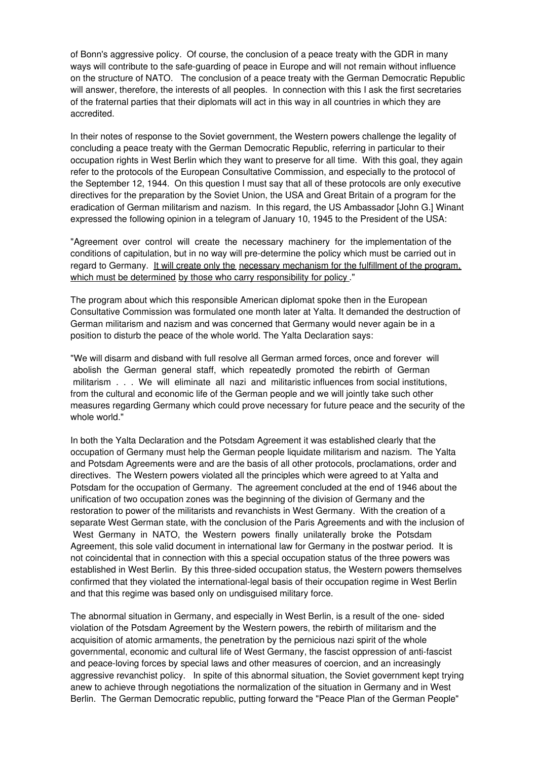of Bonn's aggressive policy. Of course, the conclusion of a peace treaty with the GDR in many ways will contribute to the safe-guarding of peace in Europe and will not remain without influence on the structure of NATO. The conclusion of a peace treaty with the German Democratic Republic will answer, therefore, the interests of all peoples. In connection with this I ask the first secretaries of the fraternal parties that their diplomats will act in this way in all countries in which they are accredited.

In their notes of response to the Soviet government, the Western powers challenge the legality of concluding a peace treaty with the German Democratic Republic, referring in particular to their occupation rights in West Berlin which they want to preserve for all time. With this goal, they again refer to the protocols of the European Consultative Commission, and especially to the protocol of the September 12, 1944. On this question I must say that all of these protocols are only executive directives for the preparation by the Soviet Union, the USA and Great Britain of a program for the eradication of German militarism and nazism. In this regard, the US Ambassador [John G.] Winant expressed the following opinion in a telegram of January 10, 1945 to the President of the USA:

"Agreement over control will create the necessary machinery for the implementation of the conditions of capitulation, but in no way will pre-determine the policy which must be carried out in regard to Germany. It will create only the necessary mechanism for the fulfillment of the program, which must be determined by those who carry responsibility for policy."

The program about which this responsible American diplomat spoke then in the European Consultative Commission was formulated one month later at Yalta. It demanded the destruction of German militarism and nazism and was concerned that Germany would never again be in a position to disturb the peace of the whole world. The Yalta Declaration says:

"We will disarm and disband with full resolve all German armed forces, once and forever will abolish the German general staff, which repeatedly promoted the rebirth of German militarism . . . We will eliminate all nazi and militaristic influences from social institutions, from the cultural and economic life of the German people and we will jointly take such other measures regarding Germany which could prove necessary for future peace and the security of the whole world."

In both the Yalta Declaration and the Potsdam Agreement it was established clearly that the occupation of Germany must help the German people liquidate militarism and nazism. The Yalta and Potsdam Agreements were and are the basis of all other protocols, proclamations, order and directives. The Western powers violated all the principles which were agreed to at Yalta and Potsdam for the occupation of Germany. The agreement concluded at the end of 1946 about the unification of two occupation zones was the beginning of the division of Germany and the restoration to power of the militarists and revanchists in West Germany. With the creation of a separate West German state, with the conclusion of the Paris Agreements and with the inclusion of West Germany in NATO, the Western powers finally unilaterally broke the Potsdam Agreement, this sole valid document in international law for Germany in the postwar period. It is not coincidental that in connection with this a special occupation status of the three powers was established in West Berlin. By this three-sided occupation status, the Western powers themselves confirmed that they violated the international-legal basis of their occupation regime in West Berlin and that this regime was based only on undisguised military force.

The abnormal situation in Germany, and especially in West Berlin, is a result of the one- sided violation of the Potsdam Agreement by the Western powers, the rebirth of militarism and the acquisition of atomic armaments, the penetration by the pernicious nazi spirit of the whole governmental, economic and cultural life of West Germany, the fascist oppression of anti-fascist and peace-loving forces by special laws and other measures of coercion, and an increasingly aggressive revanchist policy. In spite of this abnormal situation, the Soviet government kept trying anew to achieve through negotiations the normalization of the situation in Germany and in West Berlin. The German Democratic republic, putting forward the "Peace Plan of the German People"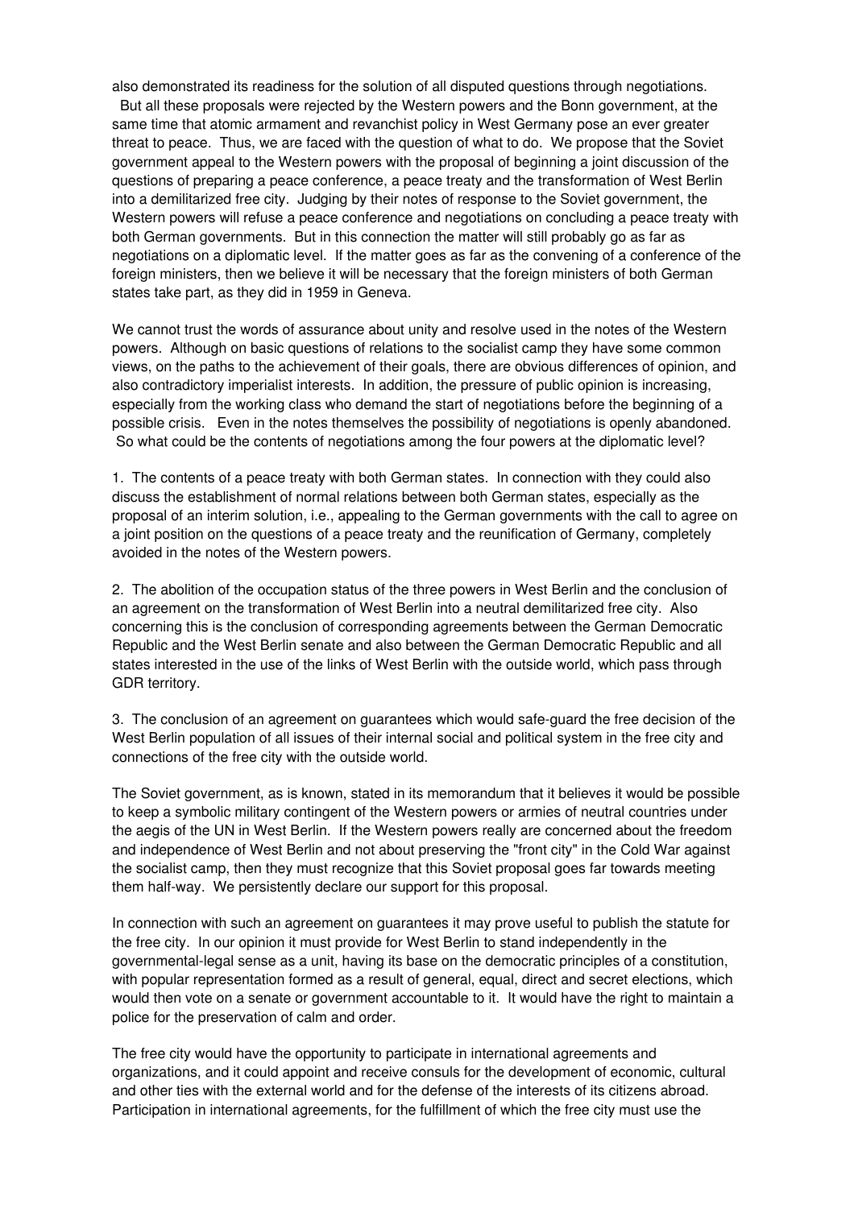also demonstrated its readiness for the solution of all disputed questions through negotiations.

But all these proposals were rejected by the Western powers and the Bonn government, at the same time that atomic armament and revanchist policy in West Germany pose an ever greater threat to peace. Thus, we are faced with the question of what to do. We propose that the Soviet government appeal to the Western powers with the proposal of beginning a joint discussion of the questions of preparing a peace conference, a peace treaty and the transformation of West Berlin into a demilitarized free city. Judging by their notes of response to the Soviet government, the Western powers will refuse a peace conference and negotiations on concluding a peace treaty with both German governments. But in this connection the matter will still probably go as far as negotiations on a diplomatic level. If the matter goes as far as the convening of a conference of the foreign ministers, then we believe it will be necessary that the foreign ministers of both German states take part, as they did in 1959 in Geneva.

We cannot trust the words of assurance about unity and resolve used in the notes of the Western powers. Although on basic questions of relations to the socialist camp they have some common views, on the paths to the achievement of their goals, there are obvious differences of opinion, and also contradictory imperialist interests. In addition, the pressure of public opinion is increasing, especially from the working class who demand the start of negotiations before the beginning of a possible crisis. Even in the notes themselves the possibility of negotiations is openly abandoned. So what could be the contents of negotiations among the four powers at the diplomatic level?

1. The contents of a peace treaty with both German states. In connection with they could also discuss the establishment of normal relations between both German states, especially as the proposal of an interim solution, i.e., appealing to the German governments with the call to agree on a joint position on the questions of a peace treaty and the reunification of Germany, completely avoided in the notes of the Western powers.

2. The abolition of the occupation status of the three powers in West Berlin and the conclusion of an agreement on the transformation of West Berlin into a neutral demilitarized free city. Also concerning this is the conclusion of corresponding agreements between the German Democratic Republic and the West Berlin senate and also between the German Democratic Republic and all states interested in the use of the links of West Berlin with the outside world, which pass through GDR territory.

3. The conclusion of an agreement on guarantees which would safe-guard the free decision of the West Berlin population of all issues of their internal social and political system in the free city and connections of the free city with the outside world.

The Soviet government, as is known, stated in its memorandum that it believes it would be possible to keep a symbolic military contingent of the Western powers or armies of neutral countries under the aegis of the UN in West Berlin. If the Western powers really are concerned about the freedom and independence of West Berlin and not about preserving the "front city" in the Cold War against the socialist camp, then they must recognize that this Soviet proposal goes far towards meeting them half-way. We persistently declare our support for this proposal.

In connection with such an agreement on guarantees it may prove useful to publish the statute for the free city. In our opinion it must provide for West Berlin to stand independently in the governmental-legal sense as a unit, having its base on the democratic principles of a constitution, with popular representation formed as a result of general, equal, direct and secret elections, which would then vote on a senate or government accountable to it. It would have the right to maintain a police for the preservation of calm and order.

The free city would have the opportunity to participate in international agreements and organizations, and it could appoint and receive consuls for the development of economic, cultural and other ties with the external world and for the defense of the interests of its citizens abroad. Participation in international agreements, for the fulfillment of which the free city must use the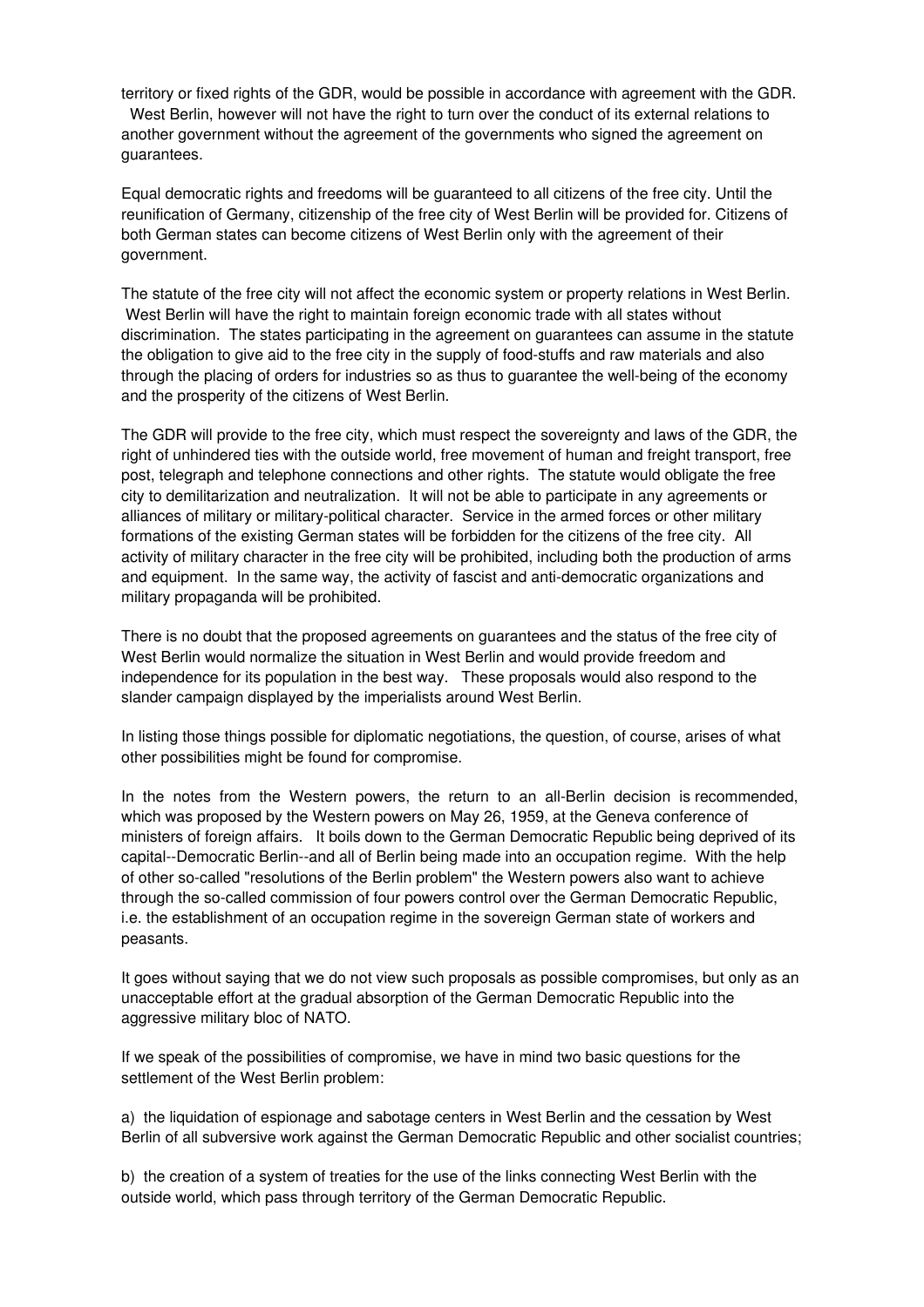territory or fixed rights of the GDR, would be possible in accordance with agreement with the GDR. West Berlin, however will not have the right to turn over the conduct of its external relations to another government without the agreement of the governments who signed the agreement on guarantees.

Equal democratic rights and freedoms will be guaranteed to all citizens of the free city. Until the reunification of Germany, citizenship of the free city of West Berlin will be provided for. Citizens of both German states can become citizens of West Berlin only with the agreement of their government.

The statute of the free city will not affect the economic system or property relations in West Berlin. West Berlin will have the right to maintain foreign economic trade with all states without discrimination. The states participating in the agreement on guarantees can assume in the statute the obligation to give aid to the free city in the supply of food-stuffs and raw materials and also through the placing of orders for industries so as thus to guarantee the well-being of the economy and the prosperity of the citizens of West Berlin.

The GDR will provide to the free city, which must respect the sovereignty and laws of the GDR, the right of unhindered ties with the outside world, free movement of human and freight transport, free post, telegraph and telephone connections and other rights. The statute would obligate the free city to demilitarization and neutralization. It will not be able to participate in any agreements or alliances of military or military-political character. Service in the armed forces or other military formations of the existing German states will be forbidden for the citizens of the free city. All activity of military character in the free city will be prohibited, including both the production of arms and equipment. In the same way, the activity of fascist and anti-democratic organizations and military propaganda will be prohibited.

There is no doubt that the proposed agreements on guarantees and the status of the free city of West Berlin would normalize the situation in West Berlin and would provide freedom and independence for its population in the best way. These proposals would also respond to the slander campaign displayed by the imperialists around West Berlin.

In listing those things possible for diplomatic negotiations, the question, of course, arises of what other possibilities might be found for compromise.

In the notes from the Western powers, the return to an all-Berlin decision is recommended, which was proposed by the Western powers on May 26, 1959, at the Geneva conference of ministers of foreign affairs. It boils down to the German Democratic Republic being deprived of its capital--Democratic Berlin--and all of Berlin being made into an occupation regime. With the help of other so-called "resolutions of the Berlin problem" the Western powers also want to achieve through the so-called commission of four powers control over the German Democratic Republic, i.e. the establishment of an occupation regime in the sovereign German state of workers and peasants.

It goes without saying that we do not view such proposals as possible compromises, but only as an unacceptable effort at the gradual absorption of the German Democratic Republic into the aggressive military bloc of NATO.

If we speak of the possibilities of compromise, we have in mind two basic questions for the settlement of the West Berlin problem:

a) the liquidation of espionage and sabotage centers in West Berlin and the cessation by West Berlin of all subversive work against the German Democratic Republic and other socialist countries;

b) the creation of a system of treaties for the use of the links connecting West Berlin with the outside world, which pass through territory of the German Democratic Republic.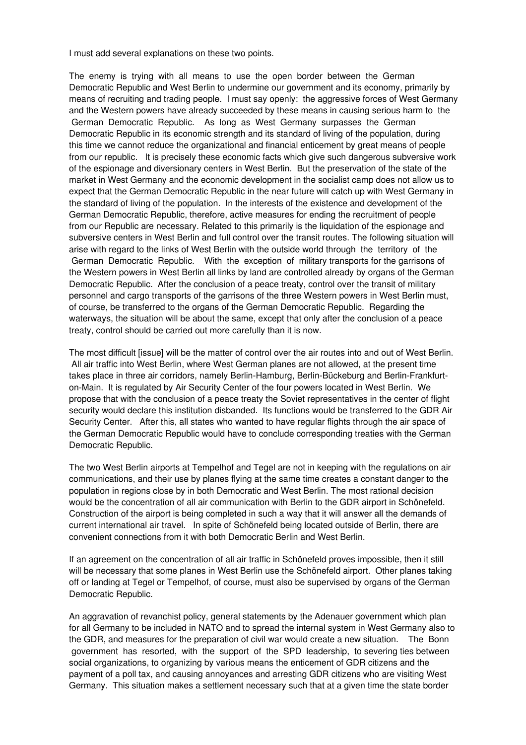I must add several explanations on these two points.

The enemy is trying with all means to use the open border between the German Democratic Republic and West Berlin to undermine our government and its economy, primarily by means of recruiting and trading people. I must say openly: the aggressive forces of West Germany and the Western powers have already succeeded by these means in causing serious harm to the German Democratic Republic. As long as West Germany surpasses the German Democratic Republic in its economic strength and its standard of living of the population, during this time we cannot reduce the organizational and financial enticement by great means of people from our republic. It is precisely these economic facts which give such dangerous subversive work of the espionage and diversionary centers in West Berlin. But the preservation of the state of the market in West Germany and the economic development in the socialist camp does not allow us to expect that the German Democratic Republic in the near future will catch up with West Germany in the standard of living of the population. In the interests of the existence and development of the German Democratic Republic, therefore, active measures for ending the recruitment of people from our Republic are necessary. Related to this primarily is the liquidation of the espionage and subversive centers in West Berlin and full control over the transit routes. The following situation will arise with regard to the links of West Berlin with the outside world through the territory of the German Democratic Republic. With the exception of military transports for the garrisons of the Western powers in West Berlin all links by land are controlled already by organs of the German Democratic Republic. After the conclusion of a peace treaty, control over the transit of military personnel and cargo transports of the garrisons of the three Western powers in West Berlin must, of course, be transferred to the organs of the German Democratic Republic. Regarding the waterways, the situation will be about the same, except that only after the conclusion of a peace treaty, control should be carried out more carefully than it is now.

The most difficult [issue] will be the matter of control over the air routes into and out of West Berlin. All air traffic into West Berlin, where West German planes are not allowed, at the present time takes place in three air corridors, namely Berlin-Hamburg, Berlin-Bückeburg and Berlin-Frankfurt-on-Main. It is regulated by Air Security Center of the four powers located in West Berlin. We propose that with the conclusion of a peace treaty the Soviet representatives in the center of flight security would declare this institution disbanded. Its functions would be transferred to the GDR Air Security Center. After this, all states who wanted to have regular flights through the air space of the German Democratic Republic would have to conclude corresponding treaties with the German Democratic Republic.

The two West Berlin airports at Tempelhof and Tegel are not in keeping with the regulations on air communications, and their use by planes flying at the same time creates a constant danger to the population in regions close by in both Democratic and West Berlin. The most rational decision would be the concentration of all air communication with Berlin to the GDR airport in Schönefeld. Construction of the airport is being completed in such a way that it will answer all the demands of current international air travel. In spite of Schönefeld being located outside of Berlin, there are convenient connections from it with both Democratic Berlin and West Berlin.

If an agreement on the concentration of all air traffic in Schönefeld proves impossible, then it still will be necessary that some planes in West Berlin use the Schönefeld airport. Other planes taking off or landing at Tegel or Tempelhof, of course, must also be supervised by organs of the German Democratic Republic.

An aggravation of revanchist policy, general statements by the Adenauer government which plan for all Germany to be included in NATO and to spread the internal system in West Germany also to the GDR, and measures for the preparation of civil war would create a new situation. The Bonn government has resorted, with the support of the SPD leadership, to severing ties between social organizations, to organizing by various means the enticement of GDR citizens and the payment of a poll tax, and causing annoyances and arresting GDR citizens who are visiting West Germany. This situation makes a settlement necessary such that at a given time the state border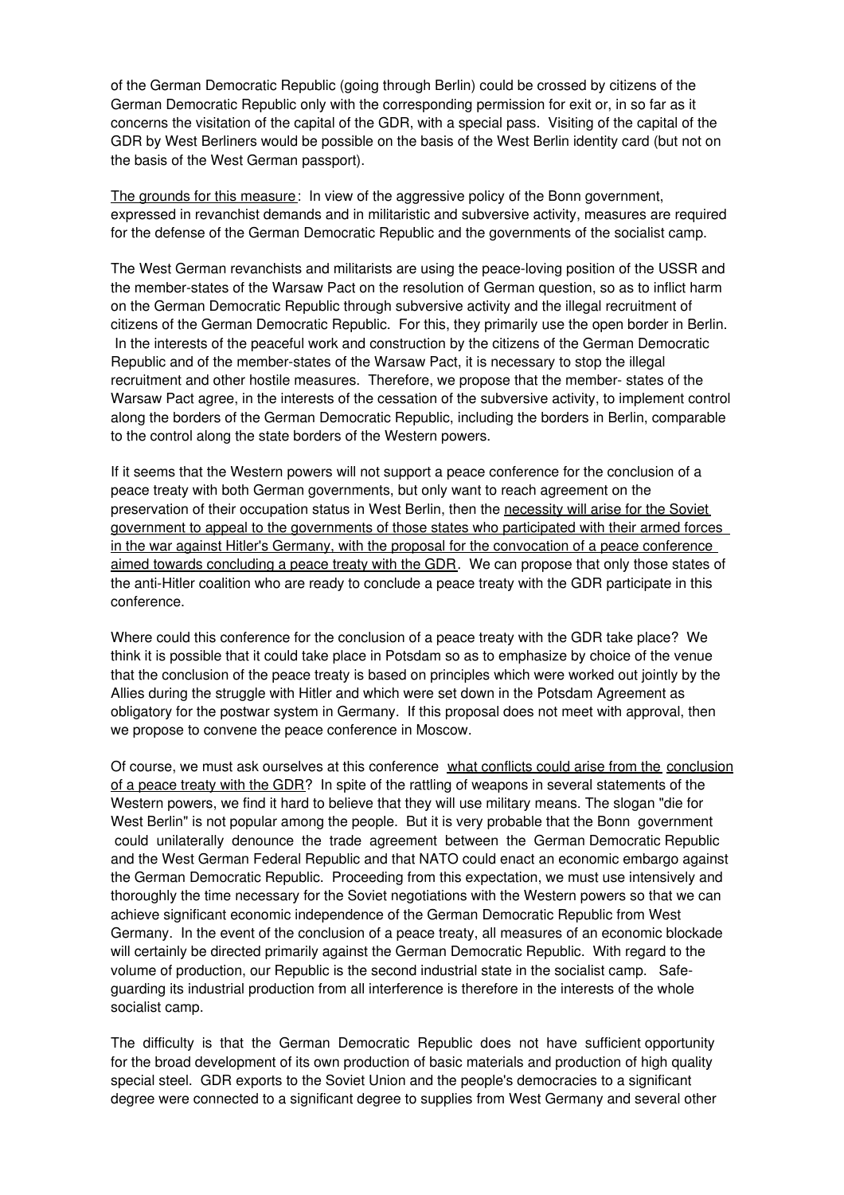of the German Democratic Republic (going through Berlin) could be crossed by citizens of the German Democratic Republic only with the corresponding permission for exit or, in so far as it concerns the visitation of the capital of the GDR, with a special pass. Visiting of the capital of the GDR by West Berliners would be possible on the basis of the West Berlin identity card (but not on the basis of the West German passport).

<u>The grounds for this measure</u>: In view of the aggressive policy of the Bonn government, expressed in revanchist demands and in militaristic and subversive activity, measures are required for the defense of the German Democratic Republic and the governments of the socialist camp.

The West German revanchists and militarists are using the peace-loving position of the USSR and the member-states of the Warsaw Pact on the resolution of German question, so as to inflict harm on the German Democratic Republic through subversive activity and the illegal recruitment of citizens of the German Democratic Republic. For this, they primarily use the open border in Berlin. In the interests of the peaceful work and construction by the citizens of the German Democratic Republic and of the member-states of the Warsaw Pact, it is necessary to stop the illegal recruitment and other hostile measures. Therefore, we propose that the member- states of the Warsaw Pact agree, in the interests of the cessation of the subversive activity, to implement control along the borders of the German Democratic Republic, including the borders in Berlin, comparable to the control along the state borders of the Western powers.

If it seems that the Western powers will not support a peace conference for the conclusion of a peace treaty with both German governments, but only want to reach agreement on the preservation of their occupation status in West Berlin, then the <u>necessity will arise for the Soviet government to appeal to the governments of those states who participated with their armed forces in the war against Hitler's Germany, with the proposal for the convocation of a peace conference aimed towards concluding a peace treaty with the GDR</u>. We can propose that only those states of the anti-Hitler coalition who are ready to conclude a peace treaty with the GDR participate in this conference.

Where could this conference for the conclusion of a peace treaty with the GDR take place? We think it is possible that it could take place in Potsdam so as to emphasize by choice of the venue that the conclusion of the peace treaty is based on principles which were worked out jointly by the Allies during the struggle with Hitler and which were set down in the Potsdam Agreement as obligatory for the postwar system in Germany. If this proposal does not meet with approval, then we propose to convene the peace conference in Moscow.

Of course, we must ask ourselves at this conference <u>what conflicts could arise from the conclusion of a peace treaty with the GDR</u>? In spite of the rattling of weapons in several statements of the Western powers, we find it hard to believe that they will use military means. The slogan "die for West Berlin" is not popular among the people. But it is very probable that the Bonn government could unilaterally denounce the trade agreement between the German Democratic Republic and the West German Federal Republic and that NATO could enact an economic embargo against the German Democratic Republic. Proceeding from this expectation, we must use intensively and thoroughly the time necessary for the Soviet negotiations with the Western powers so that we can achieve significant economic independence of the German Democratic Republic from West Germany. In the event of the conclusion of a peace treaty, all measures of an economic blockade will certainly be directed primarily against the German Democratic Republic. With regard to the volume of production, our Republic is the second industrial state in the socialist camp. Safe-guarding its industrial production from all interference is therefore in the interests of the whole socialist camp.

The difficulty is that the German Democratic Republic does not have sufficient opportunity for the broad development of its own production of basic materials and production of high quality special steel. GDR exports to the Soviet Union and the people's democracies to a significant degree were connected to a significant degree to supplies from West Germany and several other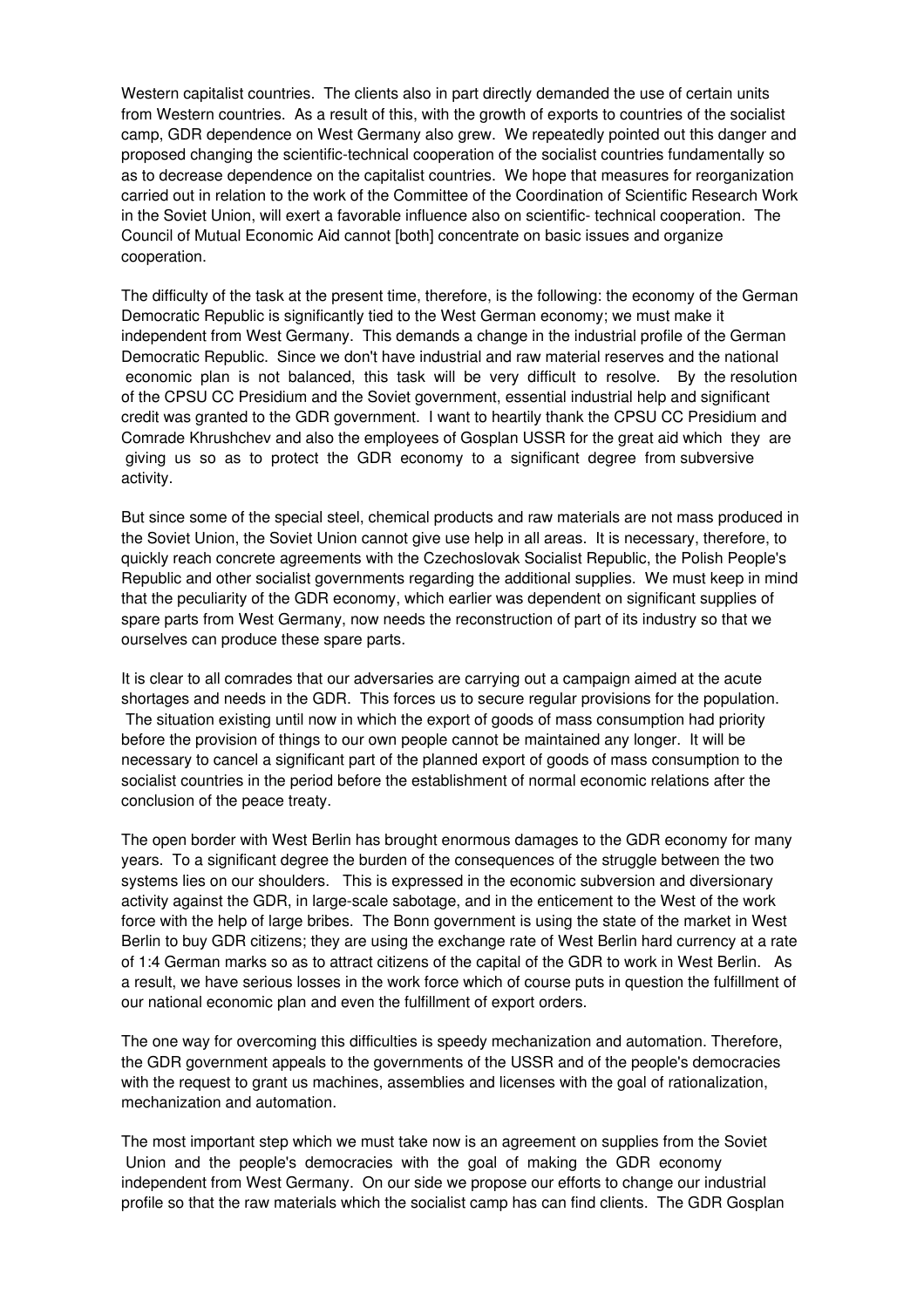Western capitalist countries. The clients also in part directly demanded the use of certain units from Western countries. As a result of this, with the growth of exports to countries of the socialist camp, GDR dependence on West Germany also grew. We repeatedly pointed out this danger and proposed changing the scientific-technical cooperation of the socialist countries fundamentally so as to decrease dependence on the capitalist countries. We hope that measures for reorganization carried out in relation to the work of the Committee of the Coordination of Scientific Research Work in the Soviet Union, will exert a favorable influence also on scientific- technical cooperation. The Council of Mutual Economic Aid cannot [both] concentrate on basic issues and organize cooperation.

The difficulty of the task at the present time, therefore, is the following: the economy of the German Democratic Republic is significantly tied to the West German economy; we must make it independent from West Germany. This demands a change in the industrial profile of the German Democratic Republic. Since we don't have industrial and raw material reserves and the national economic plan is not balanced, this task will be very difficult to resolve. By the resolution of the CPSU CC Presidium and the Soviet government, essential industrial help and significant credit was granted to the GDR government. I want to heartily thank the CPSU CC Presidium and Comrade Khrushchev and also the employees of Gosplan USSR for the great aid which they are giving us so as to protect the GDR economy to a significant degree from subversive activity.

But since some of the special steel, chemical products and raw materials are not mass produced in the Soviet Union, the Soviet Union cannot give use help in all areas. It is necessary, therefore, to quickly reach concrete agreements with the Czechoslovak Socialist Republic, the Polish People's Republic and other socialist governments regarding the additional supplies. We must keep in mind that the peculiarity of the GDR economy, which earlier was dependent on significant supplies of spare parts from West Germany, now needs the reconstruction of part of its industry so that we ourselves can produce these spare parts.

It is clear to all comrades that our adversaries are carrying out a campaign aimed at the acute shortages and needs in the GDR. This forces us to secure regular provisions for the population. The situation existing until now in which the export of goods of mass consumption had priority before the provision of things to our own people cannot be maintained any longer. It will be necessary to cancel a significant part of the planned export of goods of mass consumption to the socialist countries in the period before the establishment of normal economic relations after the conclusion of the peace treaty.

The open border with West Berlin has brought enormous damages to the GDR economy for many years. To a significant degree the burden of the consequences of the struggle between the two systems lies on our shoulders. This is expressed in the economic subversion and diversionary activity against the GDR, in large-scale sabotage, and in the enticement to the West of the work force with the help of large bribes. The Bonn government is using the state of the market in West Berlin to buy GDR citizens; they are using the exchange rate of West Berlin hard currency at a rate of 1:4 German marks so as to attract citizens of the capital of the GDR to work in West Berlin. As a result, we have serious losses in the work force which of course puts in question the fulfillment of our national economic plan and even the fulfillment of export orders.

The one way for overcoming this difficulties is speedy mechanization and automation. Therefore, the GDR government appeals to the governments of the USSR and of the people's democracies with the request to grant us machines, assemblies and licenses with the goal of rationalization, mechanization and automation.

The most important step which we must take now is an agreement on supplies from the Soviet Union and the people's democracies with the goal of making the GDR economy independent from West Germany. On our side we propose our efforts to change our industrial profile so that the raw materials which the socialist camp has can find clients. The GDR Gosplan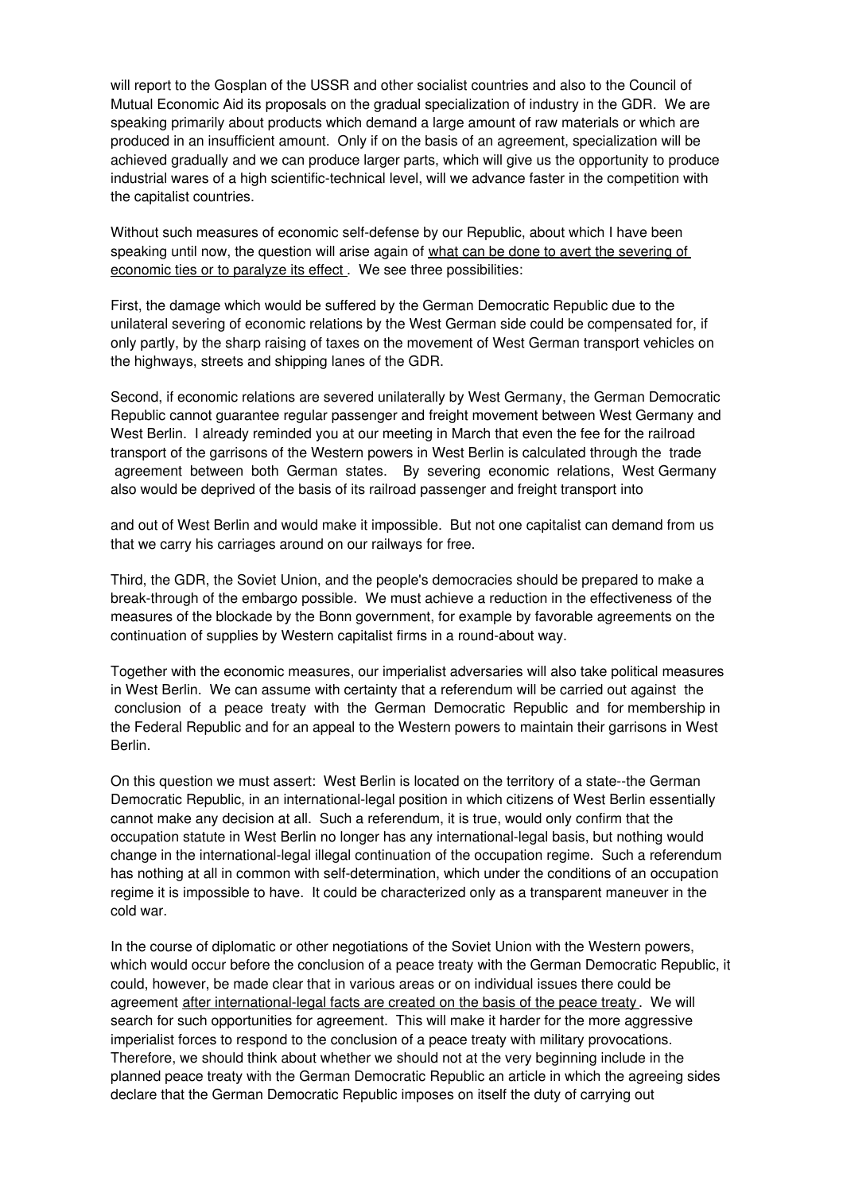will report to the Gosplan of the USSR and other socialist countries and also to the Council of Mutual Economic Aid its proposals on the gradual specialization of industry in the GDR. We are speaking primarily about products which demand a large amount of raw materials or which are produced in an insufficient amount. Only if on the basis of an agreement, specialization will be achieved gradually and we can produce larger parts, which will give us the opportunity to produce industrial wares of a high scientific-technical level, will we advance faster in the competition with the capitalist countries.

Without such measures of economic self-defense by our Republic, about which I have been speaking until now, the question will arise again of <u>what can be done to avert the severing of economic ties or to paralyze its effect</u>. We see three possibilities:

First, the damage which would be suffered by the German Democratic Republic due to the unilateral severing of economic relations by the West German side could be compensated for, if only partly, by the sharp raising of taxes on the movement of West German transport vehicles on the highways, streets and shipping lanes of the GDR.

Second, if economic relations are severed unilaterally by West Germany, the German Democratic Republic cannot guarantee regular passenger and freight movement between West Germany and West Berlin. I already reminded you at our meeting in March that even the fee for the railroad transport of the garrisons of the Western powers in West Berlin is calculated through the trade agreement between both German states. By severing economic relations, West Germany also would be deprived of the basis of its railroad passenger and freight transport into and out of West Berlin and would make it impossible. But not one capitalist can demand from us that we carry his carriages around on our railways for free.

Third, the GDR, the Soviet Union, and the people's democracies should be prepared to make a break-through of the embargo possible. We must achieve a reduction in the effectiveness of the measures of the blockade by the Bonn government, for example by favorable agreements on the continuation of supplies by Western capitalist firms in a round-about way.

Together with the economic measures, our imperialist adversaries will also take political measures in West Berlin. We can assume with certainty that a referendum will be carried out against the conclusion of a peace treaty with the German Democratic Republic and for membership in the Federal Republic and for an appeal to the Western powers to maintain their garrisons in West Berlin.

On this question we must assert: West Berlin is located on the territory of a state--the German Democratic Republic, in an international-legal position in which citizens of West Berlin essentially cannot make any decision at all. Such a referendum, it is true, would only confirm that the occupation statute in West Berlin no longer has any international-legal basis, but nothing would change in the international-legal illegal continuation of the occupation regime. Such a referendum has nothing at all in common with self-determination, which under the conditions of an occupation regime it is impossible to have. It could be characterized only as a transparent maneuver in the cold war.

In the course of diplomatic or other negotiations of the Soviet Union with the Western powers, which would occur before the conclusion of a peace treaty with the German Democratic Republic, it could, however, be made clear that in various areas or on individual issues there could be agreement <u>after international-legal facts are created on the basis of the peace treaty</u>. We will search for such opportunities for agreement. This will make it harder for the more aggressive imperialist forces to respond to the conclusion of a peace treaty with military provocations. Therefore, we should think about whether we should not at the very beginning include in the planned peace treaty with the German Democratic Republic an article in which the agreeing sides declare that the German Democratic Republic imposes on itself the duty of carrying out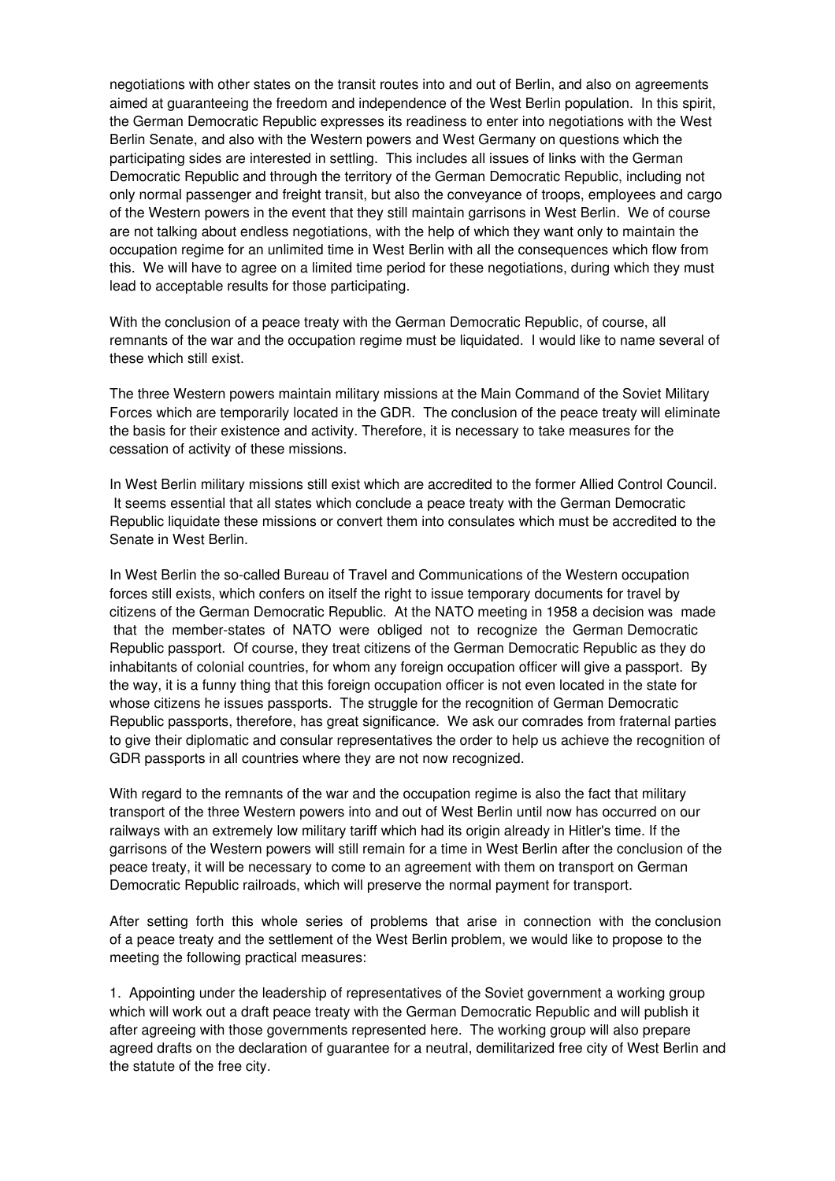negotiations with other states on the transit routes into and out of Berlin, and also on agreements aimed at guaranteeing the freedom and independence of the West Berlin population. In this spirit, the German Democratic Republic expresses its readiness to enter into negotiations with the West Berlin Senate, and also with the Western powers and West Germany on questions which the participating sides are interested in settling. This includes all issues of links with the German Democratic Republic and through the territory of the German Democratic Republic, including not only normal passenger and freight transit, but also the conveyance of troops, employees and cargo of the Western powers in the event that they still maintain garrisons in West Berlin. We of course are not talking about endless negotiations, with the help of which they want only to maintain the occupation regime for an unlimited time in West Berlin with all the consequences which flow from this. We will have to agree on a limited time period for these negotiations, during which they must lead to acceptable results for those participating.

With the conclusion of a peace treaty with the German Democratic Republic, of course, all remnants of the war and the occupation regime must be liquidated. I would like to name several of these which still exist.

The three Western powers maintain military missions at the Main Command of the Soviet Military Forces which are temporarily located in the GDR. The conclusion of the peace treaty will eliminate the basis for their existence and activity. Therefore, it is necessary to take measures for the cessation of activity of these missions.

In West Berlin military missions still exist which are accredited to the former Allied Control Council. It seems essential that all states which conclude a peace treaty with the German Democratic Republic liquidate these missions or convert them into consulates which must be accredited to the Senate in West Berlin.

In West Berlin the so-called Bureau of Travel and Communications of the Western occupation forces still exists, which confers on itself the right to issue temporary documents for travel by citizens of the German Democratic Republic. At the NATO meeting in 1958 a decision was made that the member-states of NATO were obliged not to recognize the German Democratic Republic passport. Of course, they treat citizens of the German Democratic Republic as they do inhabitants of colonial countries, for whom any foreign occupation officer will give a passport. By the way, it is a funny thing that this foreign occupation officer is not even located in the state for whose citizens he issues passports. The struggle for the recognition of German Democratic Republic passports, therefore, has great significance. We ask our comrades from fraternal parties to give their diplomatic and consular representatives the order to help us achieve the recognition of GDR passports in all countries where they are not now recognized.

With regard to the remnants of the war and the occupation regime is also the fact that military transport of the three Western powers into and out of West Berlin until now has occurred on our railways with an extremely low military tariff which had its origin already in Hitler's time. If the garrisons of the Western powers will still remain for a time in West Berlin after the conclusion of the peace treaty, it will be necessary to come to an agreement with them on transport on German Democratic Republic railroads, which will preserve the normal payment for transport.

After setting forth this whole series of problems that arise in connection with the conclusion of a peace treaty and the settlement of the West Berlin problem, we would like to propose to the meeting the following practical measures:

1. Appointing under the leadership of representatives of the Soviet government a working group which will work out a draft peace treaty with the German Democratic Republic and will publish it after agreeing with those governments represented here. The working group will also prepare agreed drafts on the declaration of guarantee for a neutral, demilitarized free city of West Berlin and the statute of the free city.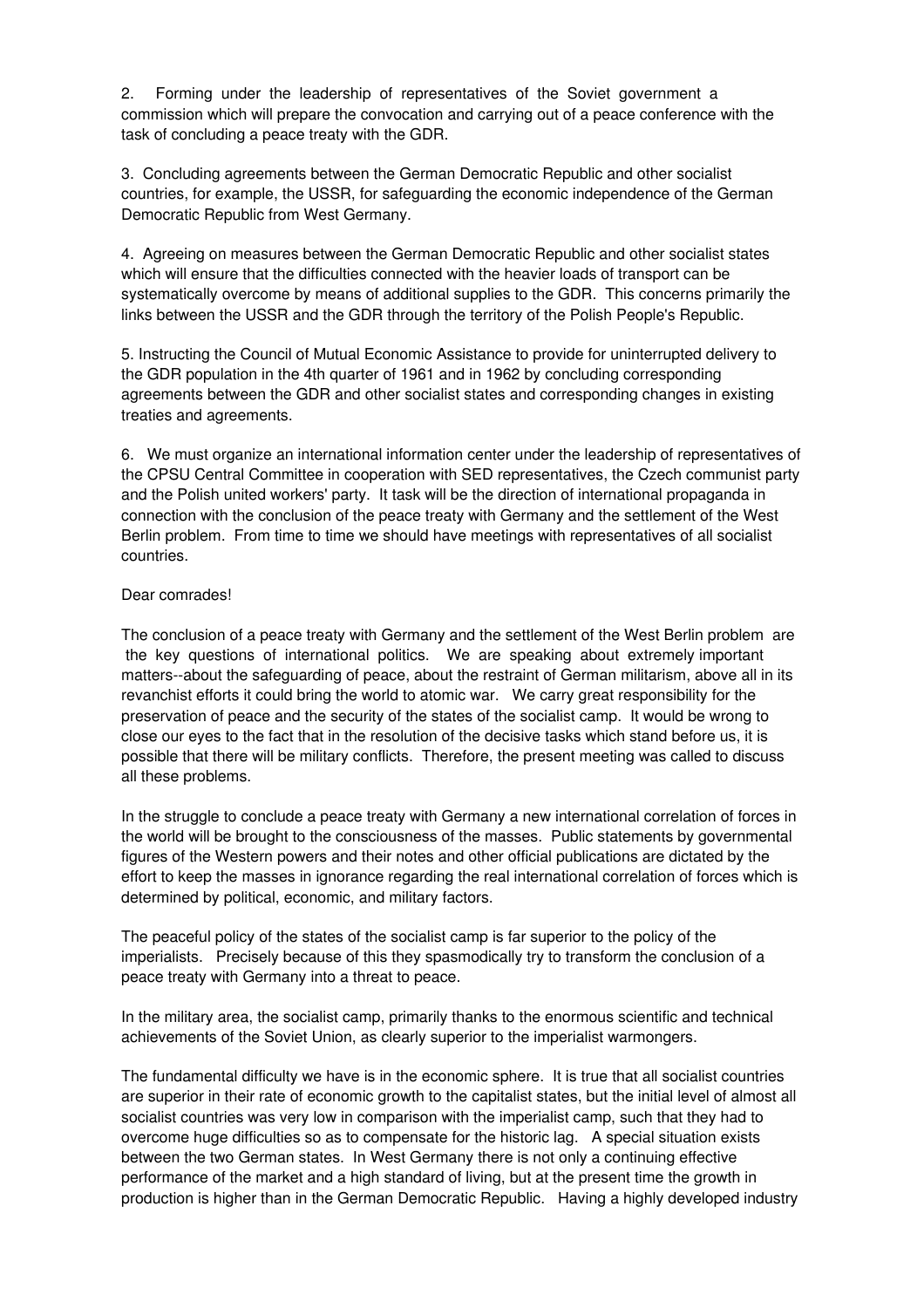2. Forming under the leadership of representatives of the Soviet government a commission which will prepare the convocation and carrying out of a peace conference with the task of concluding a peace treaty with the GDR.

3. Concluding agreements between the German Democratic Republic and other socialist countries, for example, the USSR, for safeguarding the economic independence of the German Democratic Republic from West Germany.

4. Agreeing on measures between the German Democratic Republic and other socialist states which will ensure that the difficulties connected with the heavier loads of transport can be systematically overcome by means of additional supplies to the GDR. This concerns primarily the links between the USSR and the GDR through the territory of the Polish People's Republic.

5. Instructing the Council of Mutual Economic Assistance to provide for uninterrupted delivery to the GDR population in the 4th quarter of 1961 and in 1962 by concluding corresponding agreements between the GDR and other socialist states and corresponding changes in existing treaties and agreements.

6. We must organize an international information center under the leadership of representatives of the CPSU Central Committee in cooperation with SED representatives, the Czech communist party and the Polish united workers' party. It task will be the direction of international propaganda in connection with the conclusion of the peace treaty with Germany and the settlement of the West Berlin problem. From time to time we should have meetings with representatives of all socialist countries.

Dear comrades!

The conclusion of a peace treaty with Germany and the settlement of the West Berlin problem are the key questions of international politics. We are speaking about extremely important matters--about the safeguarding of peace, about the restraint of German militarism, above all in its revanchist efforts it could bring the world to atomic war. We carry great responsibility for the preservation of peace and the security of the states of the socialist camp. It would be wrong to close our eyes to the fact that in the resolution of the decisive tasks which stand before us, it is possible that there will be military conflicts. Therefore, the present meeting was called to discuss all these problems.

In the struggle to conclude a peace treaty with Germany a new international correlation of forces in the world will be brought to the consciousness of the masses. Public statements by governmental figures of the Western powers and their notes and other official publications are dictated by the effort to keep the masses in ignorance regarding the real international correlation of forces which is determined by political, economic, and military factors.

The peaceful policy of the states of the socialist camp is far superior to the policy of the imperialists. Precisely because of this they spasmodically try to transform the conclusion of a peace treaty with Germany into a threat to peace.

In the military area, the socialist camp, primarily thanks to the enormous scientific and technical achievements of the Soviet Union, as clearly superior to the imperialist warmongers.

The fundamental difficulty we have is in the economic sphere. It is true that all socialist countries are superior in their rate of economic growth to the capitalist states, but the initial level of almost all socialist countries was very low in comparison with the imperialist camp, such that they had to overcome huge difficulties so as to compensate for the historic lag. A special situation exists between the two German states. In West Germany there is not only a continuing effective performance of the market and a high standard of living, but at the present time the growth in production is higher than in the German Democratic Republic. Having a highly developed industry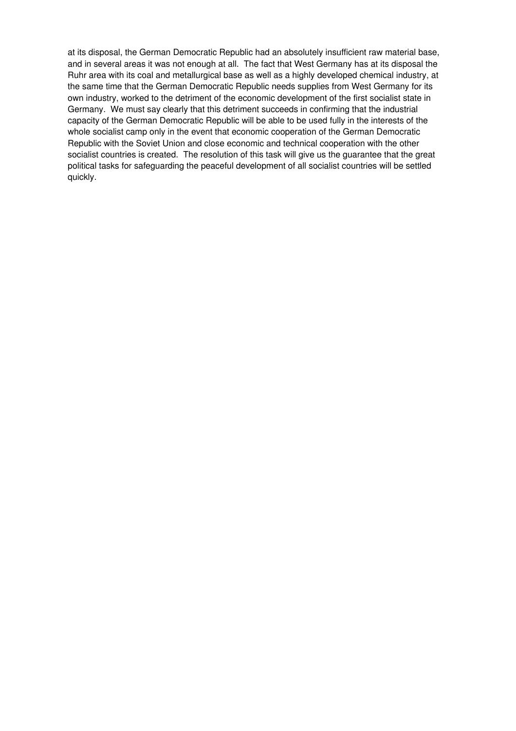at its disposal, the German Democratic Republic had an absolutely insufficient raw material base, and in several areas it was not enough at all. The fact that West Germany has at its disposal the Ruhr area with its coal and metallurgical base as well as a highly developed chemical industry, at the same time that the German Democratic Republic needs supplies from West Germany for its own industry, worked to the detriment of the economic development of the first socialist state in Germany. We must say clearly that this detriment succeeds in confirming that the industrial capacity of the German Democratic Republic will be able to be used fully in the interests of the whole socialist camp only in the event that economic cooperation of the German Democratic Republic with the Soviet Union and close economic and technical cooperation with the other socialist countries is created. The resolution of this task will give us the guarantee that the great political tasks for safeguarding the peaceful development of all socialist countries will be settled quickly.